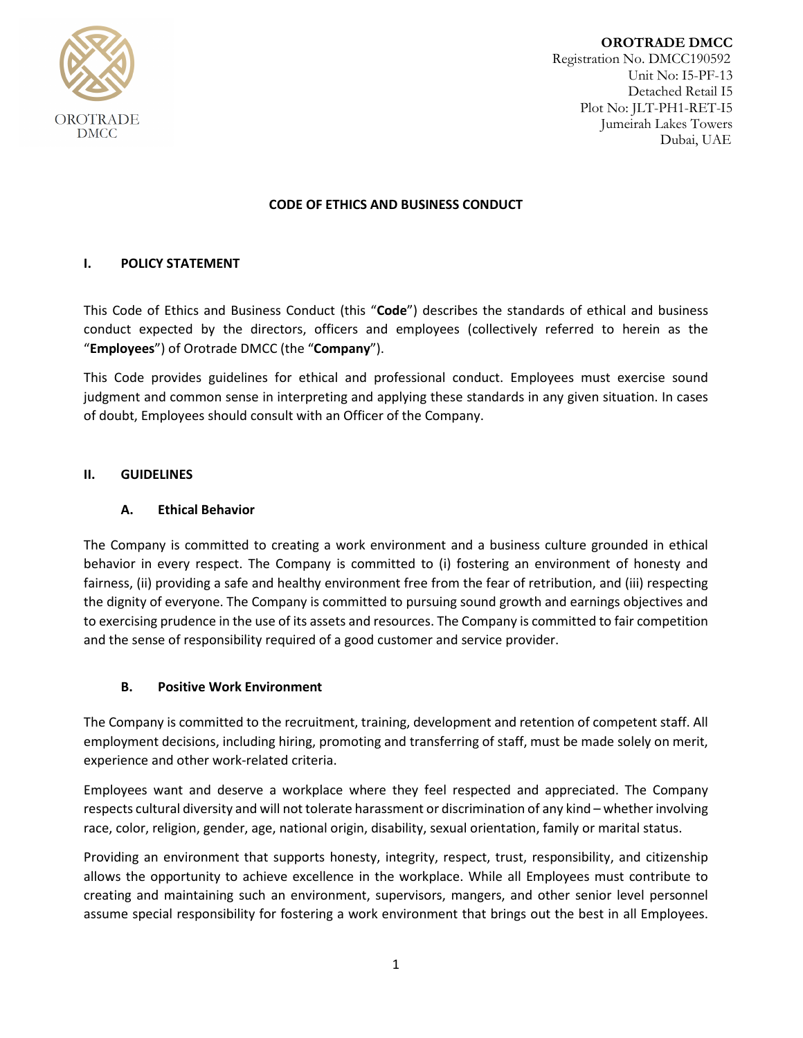**OROTRADE DMCC**
Registration No. DMCC190592
Unit No: I5-PF-13
Detached Retail I5
Plot No: JLT-PH1-RET-I5
Jumeirah Lakes Towers
Dubai, UAE

# CODE OF ETHICS AND BUSINESS CONDUCT

## I. POLICY STATEMENT

This Code of Ethics and Business Conduct (this "**Code**") describes the standards of ethical and business conduct expected by the directors, officers and employees (collectively referred to herein as the "**Employees**") of Orotrade DMCC (the "**Company**").

This Code provides guidelines for ethical and professional conduct. Employees must exercise sound judgment and common sense in interpreting and applying these standards in any given situation. In cases of doubt, Employees should consult with an Officer of the Company.

## II. GUIDELINES

### A. Ethical Behavior

The Company is committed to creating a work environment and a business culture grounded in ethical behavior in every respect. The Company is committed to (i) fostering an environment of honesty and fairness, (ii) providing a safe and healthy environment free from the fear of retribution, and (iii) respecting the dignity of everyone. The Company is committed to pursuing sound growth and earnings objectives and to exercising prudence in the use of its assets and resources. The Company is committed to fair competition and the sense of responsibility required of a good customer and service provider.

### B. Positive Work Environment

The Company is committed to the recruitment, training, development and retention of competent staff. All employment decisions, including hiring, promoting and transferring of staff, must be made solely on merit, experience and other work-related criteria.

Employees want and deserve a workplace where they feel respected and appreciated. The Company respects cultural diversity and will not tolerate harassment or discrimination of any kind – whether involving race, color, religion, gender, age, national origin, disability, sexual orientation, family or marital status.

Providing an environment that supports honesty, integrity, respect, trust, responsibility, and citizenship allows the opportunity to achieve excellence in the workplace. While all Employees must contribute to creating and maintaining such an environment, supervisors, mangers, and other senior level personnel assume special responsibility for fostering a work environment that brings out the best in all Employees.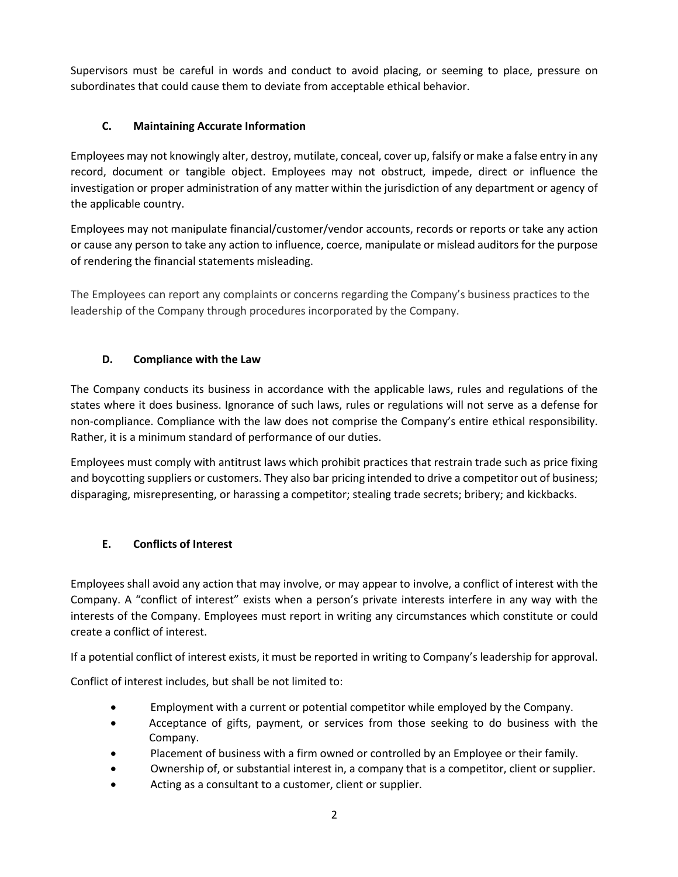Supervisors must be careful in words and conduct to avoid placing, or seeming to place, pressure on subordinates that could cause them to deviate from acceptable ethical behavior.

### C. Maintaining Accurate Information

Employees may not knowingly alter, destroy, mutilate, conceal, cover up, falsify or make a false entry in any record, document or tangible object. Employees may not obstruct, impede, direct or influence the investigation or proper administration of any matter within the jurisdiction of any department or agency of the applicable country.

Employees may not manipulate financial/customer/vendor accounts, records or reports or take any action or cause any person to take any action to influence, coerce, manipulate or mislead auditors for the purpose of rendering the financial statements misleading.

The Employees can report any complaints or concerns regarding the Company's business practices to the leadership of the Company through procedures incorporated by the Company.

### D. Compliance with the Law

The Company conducts its business in accordance with the applicable laws, rules and regulations of the states where it does business. Ignorance of such laws, rules or regulations will not serve as a defense for non-compliance. Compliance with the law does not comprise the Company's entire ethical responsibility. Rather, it is a minimum standard of performance of our duties.

Employees must comply with antitrust laws which prohibit practices that restrain trade such as price fixing and boycotting suppliers or customers. They also bar pricing intended to drive a competitor out of business; disparaging, misrepresenting, or harassing a competitor; stealing trade secrets; bribery; and kickbacks.

### E. Conflicts of Interest

Employees shall avoid any action that may involve, or may appear to involve, a conflict of interest with the Company. A "conflict of interest" exists when a person's private interests interfere in any way with the interests of the Company. Employees must report in writing any circumstances which constitute or could create a conflict of interest.

If a potential conflict of interest exists, it must be reported in writing to Company's leadership for approval.

Conflict of interest includes, but shall be not limited to:

- Employment with a current or potential competitor while employed by the Company.
- Acceptance of gifts, payment, or services from those seeking to do business with the Company.
- Placement of business with a firm owned or controlled by an Employee or their family.
- Ownership of, or substantial interest in, a company that is a competitor, client or supplier.
- Acting as a consultant to a customer, client or supplier.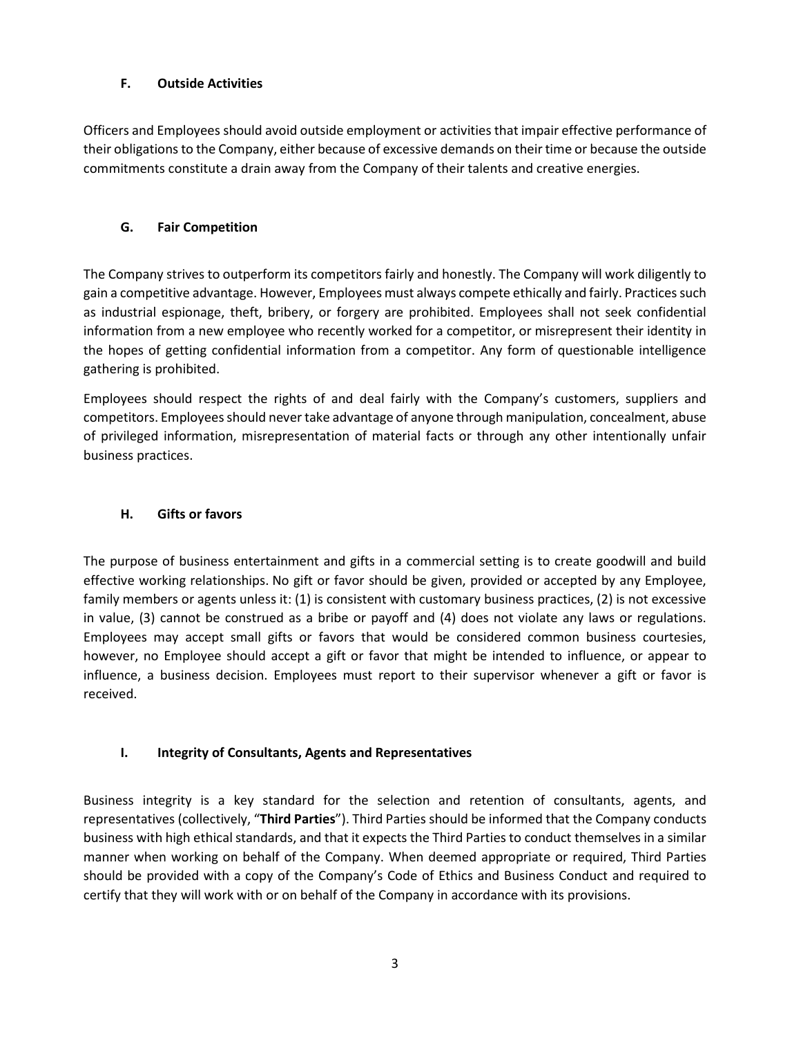### F. Outside Activities

Officers and Employees should avoid outside employment or activities that impair effective performance of their obligations to the Company, either because of excessive demands on their time or because the outside commitments constitute a drain away from the Company of their talents and creative energies.

### G. Fair Competition

The Company strives to outperform its competitors fairly and honestly. The Company will work diligently to gain a competitive advantage. However, Employees must always compete ethically and fairly. Practices such as industrial espionage, theft, bribery, or forgery are prohibited. Employees shall not seek confidential information from a new employee who recently worked for a competitor, or misrepresent their identity in the hopes of getting confidential information from a competitor. Any form of questionable intelligence gathering is prohibited.

Employees should respect the rights of and deal fairly with the Company's customers, suppliers and competitors. Employees should never take advantage of anyone through manipulation, concealment, abuse of privileged information, misrepresentation of material facts or through any other intentionally unfair business practices.

### H. Gifts or favors

The purpose of business entertainment and gifts in a commercial setting is to create goodwill and build effective working relationships. No gift or favor should be given, provided or accepted by any Employee, family members or agents unless it: (1) is consistent with customary business practices, (2) is not excessive in value, (3) cannot be construed as a bribe or payoff and (4) does not violate any laws or regulations. Employees may accept small gifts or favors that would be considered common business courtesies, however, no Employee should accept a gift or favor that might be intended to influence, or appear to influence, a business decision. Employees must report to their supervisor whenever a gift or favor is received.

### I. Integrity of Consultants, Agents and Representatives

Business integrity is a key standard for the selection and retention of consultants, agents, and representatives (collectively, "**Third Parties**"). Third Parties should be informed that the Company conducts business with high ethical standards, and that it expects the Third Parties to conduct themselves in a similar manner when working on behalf of the Company. When deemed appropriate or required, Third Parties should be provided with a copy of the Company's Code of Ethics and Business Conduct and required to certify that they will work with or on behalf of the Company in accordance with its provisions.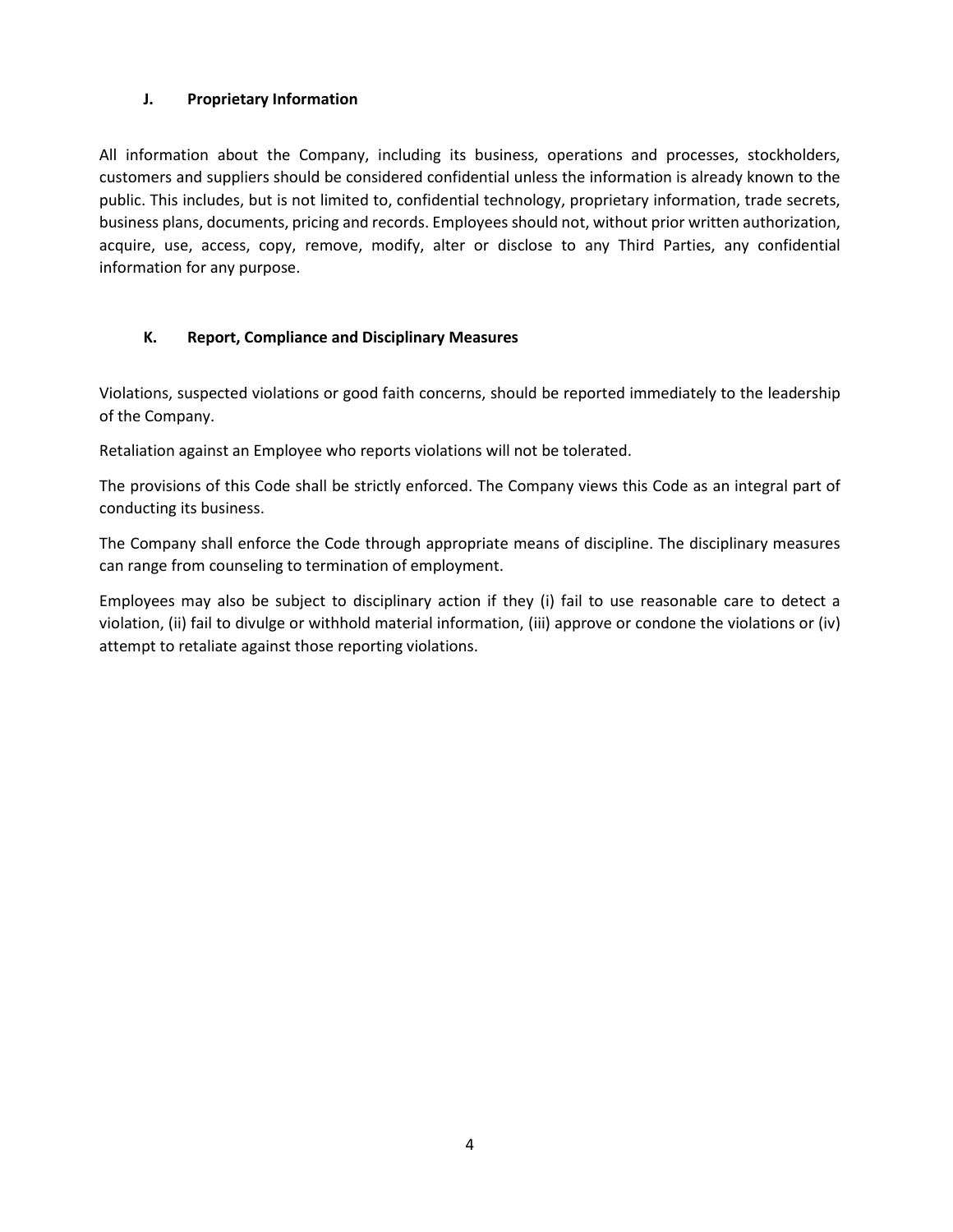### J. Proprietary Information

All information about the Company, including its business, operations and processes, stockholders, customers and suppliers should be considered confidential unless the information is already known to the public. This includes, but is not limited to, confidential technology, proprietary information, trade secrets, business plans, documents, pricing and records. Employees should not, without prior written authorization, acquire, use, access, copy, remove, modify, alter or disclose to any Third Parties, any confidential information for any purpose.

### K. Report, Compliance and Disciplinary Measures

Violations, suspected violations or good faith concerns, should be reported immediately to the leadership of the Company.

Retaliation against an Employee who reports violations will not be tolerated.

The provisions of this Code shall be strictly enforced. The Company views this Code as an integral part of conducting its business.

The Company shall enforce the Code through appropriate means of discipline. The disciplinary measures can range from counseling to termination of employment.

Employees may also be subject to disciplinary action if they (i) fail to use reasonable care to detect a violation, (ii) fail to divulge or withhold material information, (iii) approve or condone the violations or (iv) attempt to retaliate against those reporting violations.